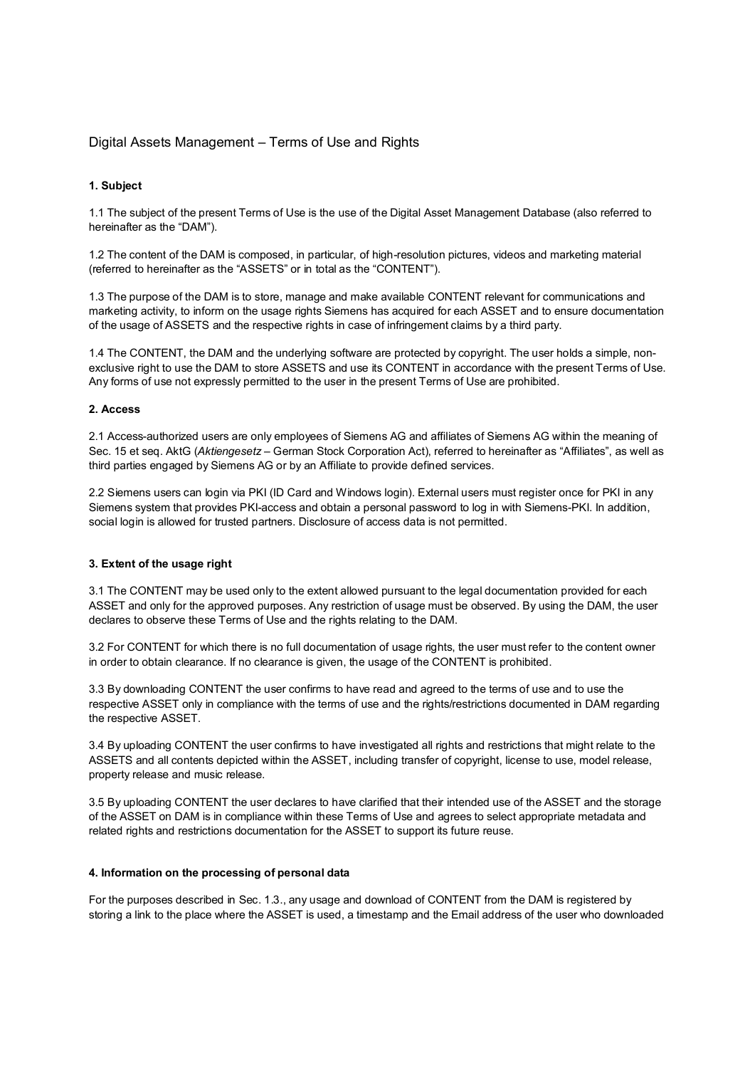# Digital Assets Management – Terms of Use and Rights

**1. Subject**

1.1 The subject of the present Terms of Use is the use of the Digital Asset Management Database (also referred to hereinafter as the "DAM").

1.2 The content of the DAM is composed, in particular, of high-resolution pictures, videos and marketing material (referred to hereinafter as the "ASSETS" or in total as the "CONTENT").

1.3 The purpose of the DAM is to store, manage and make available CONTENT relevant for communications and marketing activity, to inform on the usage rights Siemens has acquired for each ASSET and to ensure documentation of the usage of ASSETS and the respective rights in case of infringement claims by a third party.

1.4 The CONTENT, the DAM and the underlying software are protected by copyright. The user holds a simple, non-exclusive right to use the DAM to store ASSETS and use its CONTENT in accordance with the present Terms of Use. Any forms of use not expressly permitted to the user in the present Terms of Use are prohibited.

**2. Access**

2.1 Access-authorized users are only employees of Siemens AG and affiliates of Siemens AG within the meaning of Sec. 15 et seq. AktG (*Aktiengesetz* – German Stock Corporation Act), referred to hereinafter as "Affiliates", as well as third parties engaged by Siemens AG or by an Affiliate to provide defined services.

2.2 Siemens users can login via PKI (ID Card and Windows login). External users must register once for PKI in any Siemens system that provides PKI-access and obtain a personal password to log in with Siemens-PKI. In addition, social login is allowed for trusted partners. Disclosure of access data is not permitted.

**3. Extent of the usage right**

3.1 The CONTENT may be used only to the extent allowed pursuant to the legal documentation provided for each ASSET and only for the approved purposes. Any restriction of usage must be observed. By using the DAM, the user declares to observe these Terms of Use and the rights relating to the DAM.

3.2 For CONTENT for which there is no full documentation of usage rights, the user must refer to the content owner in order to obtain clearance. If no clearance is given, the usage of the CONTENT is prohibited.

3.3 By downloading CONTENT the user confirms to have read and agreed to the terms of use and to use the respective ASSET only in compliance with the terms of use and the rights/restrictions documented in DAM regarding the respective ASSET.

3.4 By uploading CONTENT the user confirms to have investigated all rights and restrictions that might relate to the ASSETS and all contents depicted within the ASSET, including transfer of copyright, license to use, model release, property release and music release.

3.5 By uploading CONTENT the user declares to have clarified that their intended use of the ASSET and the storage of the ASSET on DAM is in compliance within these Terms of Use and agrees to select appropriate metadata and related rights and restrictions documentation for the ASSET to support its future reuse.

**4. Information on the processing of personal data**

For the purposes described in Sec. 1.3., any usage and download of CONTENT from the DAM is registered by storing a link to the place where the ASSET is used, a timestamp and the Email address of the user who downloaded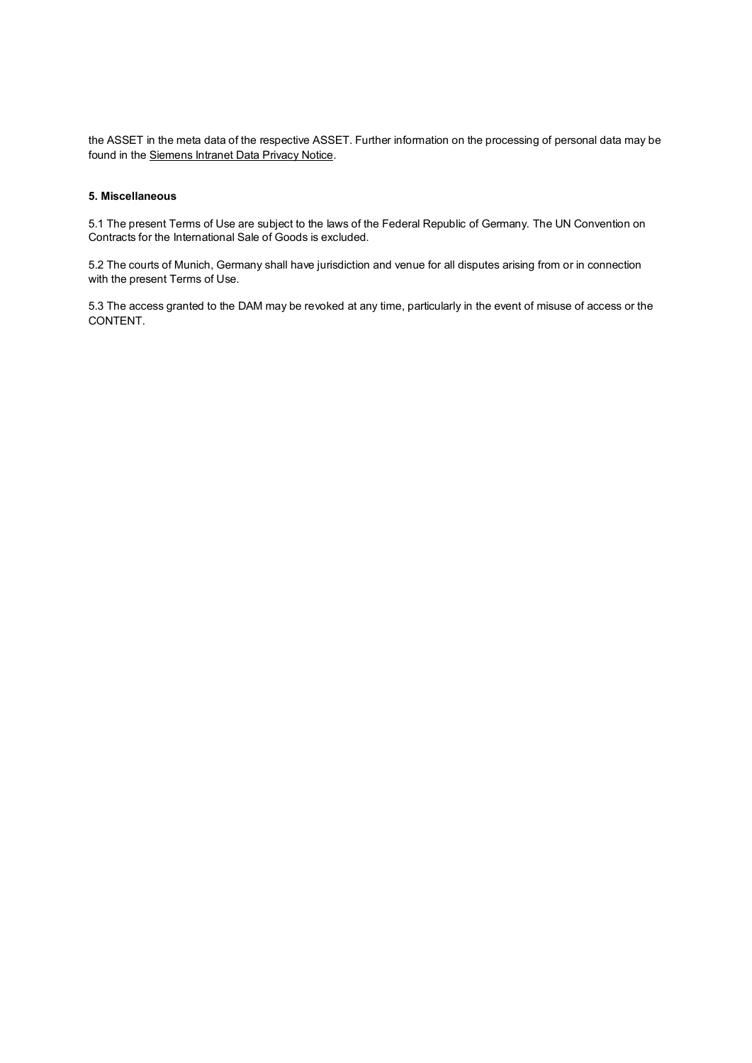the ASSET in the meta data of the respective ASSET. Further information on the processing of personal data may be found in the Siemens Intranet Data Privacy Notice.

**5. Miscellaneous**

5.1 The present Terms of Use are subject to the laws of the Federal Republic of Germany. The UN Convention on Contracts for the International Sale of Goods is excluded.

5.2 The courts of Munich, Germany shall have jurisdiction and venue for all disputes arising from or in connection with the present Terms of Use.

5.3 The access granted to the DAM may be revoked at any time, particularly in the event of misuse of access or the CONTENT.